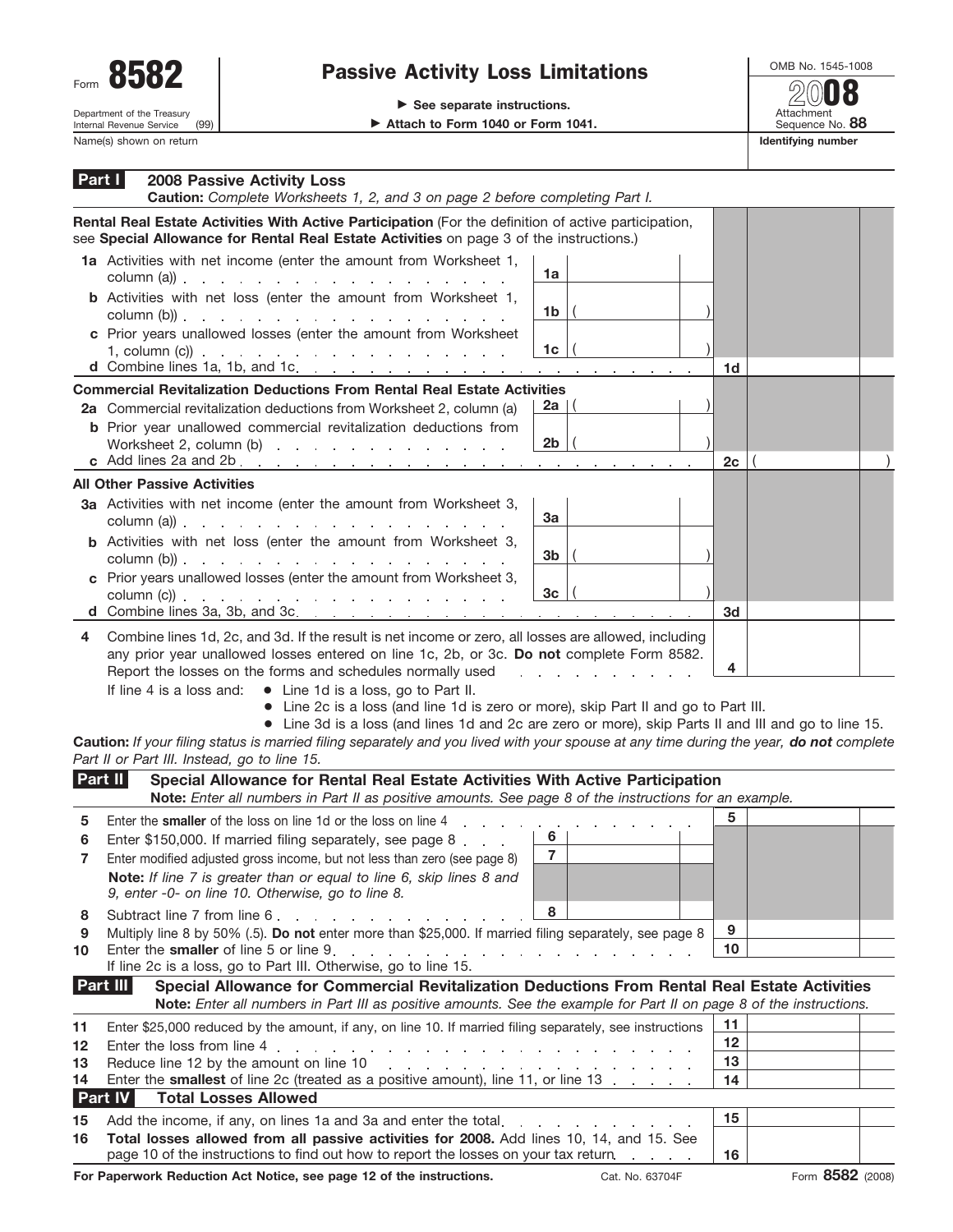Form **8582**

Department of the Treasury
Internal Revenue Service (99)

# Passive Activity Loss Limitations

▶ See separate instructions.

▶ Attach to Form 1040 or Form 1041.

OMB No. 1545-1008

2008

Attachment Sequence No. **88**

Name(s) shown on return | **Identifying number**

## Part I 2008 Passive Activity Loss

**Caution:** *Complete Worksheets 1, 2, and 3 on page 2 before completing Part I.*

**Rental Real Estate Activities With Active Participation** (For the definition of active participation, see **Special Allowance for Rental Real Estate Activities** on page 3 of the instructions.)

| | | | |
|---|---|---|---|
| **1a** Activities with net income (enter the amount from Worksheet 1, column (a)) | 1a | | |
| **b** Activities with net loss (enter the amount from Worksheet 1, column (b)) | 1b | ( ) | |
| **c** Prior years unallowed losses (enter the amount from Worksheet 1, column (c)) | 1c | ( ) | |
| **d** Combine lines 1a, 1b, and 1c | | | 1d |

**Commercial Revitalization Deductions From Rental Real Estate Activities**

| | | | |
|---|---|---|---|
| **2a** Commercial revitalization deductions from Worksheet 2, column (a) | 2a | ( ) | |
| **b** Prior year unallowed commercial revitalization deductions from Worksheet 2, column (b) | 2b | ( ) | |
| **c** Add lines 2a and 2b | | | 2c ( ) |

**All Other Passive Activities**

| | | | |
|---|---|---|---|
| **3a** Activities with net income (enter the amount from Worksheet 3, column (a)) | 3a | | |
| **b** Activities with net loss (enter the amount from Worksheet 3, column (b)) | 3b | ( ) | |
| **c** Prior years unallowed losses (enter the amount from Worksheet 3, column (c)) | 3c | ( ) | |
| **d** Combine lines 3a, 3b, and 3c | | | 3d |

**4** Combine lines 1d, 2c, and 3d. If the result is net income or zero, all losses are allowed, including any prior year unallowed losses entered on line 1c, 2b, or 3c. **Do not** complete Form 8582. Report the losses on the forms and schedules normally used . . . **4**

If line 4 is a loss and:
- Line 1d is a loss, go to Part II.
- Line 2c is a loss (and line 1d is zero or more), skip Part II and go to Part III.
- Line 3d is a loss (and lines 1d and 2c are zero or more), skip Parts II and III and go to line 15.

**Caution:** *If your filing status is married filing separately and you lived with your spouse at any time during the year,* ***do not*** *complete Part II or Part III. Instead, go to line 15.*

## Part II Special Allowance for Rental Real Estate Activities With Active Participation

**Note:** *Enter all numbers in Part II as positive amounts. See page 8 of the instructions for an example.*

| | | | |
|---|---|---|---|
| **5** Enter the **smaller** of the loss on line 1d or the loss on line 4 | | | 5 |
| **6** Enter $150,000. If married filing separately, see page 8 | 6 | | |
| **7** Enter modified adjusted gross income, but not less than zero (see page 8) | 7 | | |
| **Note:** *If line 7 is greater than or equal to line 6, skip lines 8 and 9, enter -0- on line 10. Otherwise, go to line 8.* | | | |
| **8** Subtract line 7 from line 6 | 8 | | |
| **9** Multiply line 8 by 50% (.5). **Do not** enter more than $25,000. If married filing separately, see page 8 | | | 9 |
| **10** Enter the **smaller** of line 5 or line 9 | | | 10 |

If line 2c is a loss, go to Part III. Otherwise, go to line 15.

## Part III Special Allowance for Commercial Revitalization Deductions From Rental Real Estate Activities

**Note:** *Enter all numbers in Part III as positive amounts. See the example for Part II on page 8 of the instructions.*

| | |
|---|---|
| **11** Enter $25,000 reduced by the amount, if any, on line 10. If married filing separately, see instructions | 11 |
| **12** Enter the loss from line 4 | 12 |
| **13** Reduce line 12 by the amount on line 10 | 13 |
| **14** Enter the **smallest** of line 2c (treated as a positive amount), line 11, or line 13 | 14 |

## Part IV Total Losses Allowed

| | |
|---|---|
| **15** Add the income, if any, on lines 1a and 3a and enter the total | 15 |
| **16** **Total losses allowed from all passive activities for 2008.** Add lines 10, 14, and 15. See page 10 of the instructions to find out how to report the losses on your tax return | 16 |

**For Paperwork Reduction Act Notice, see page 12 of the instructions.** Cat. No. 63704F Form **8582** (2008)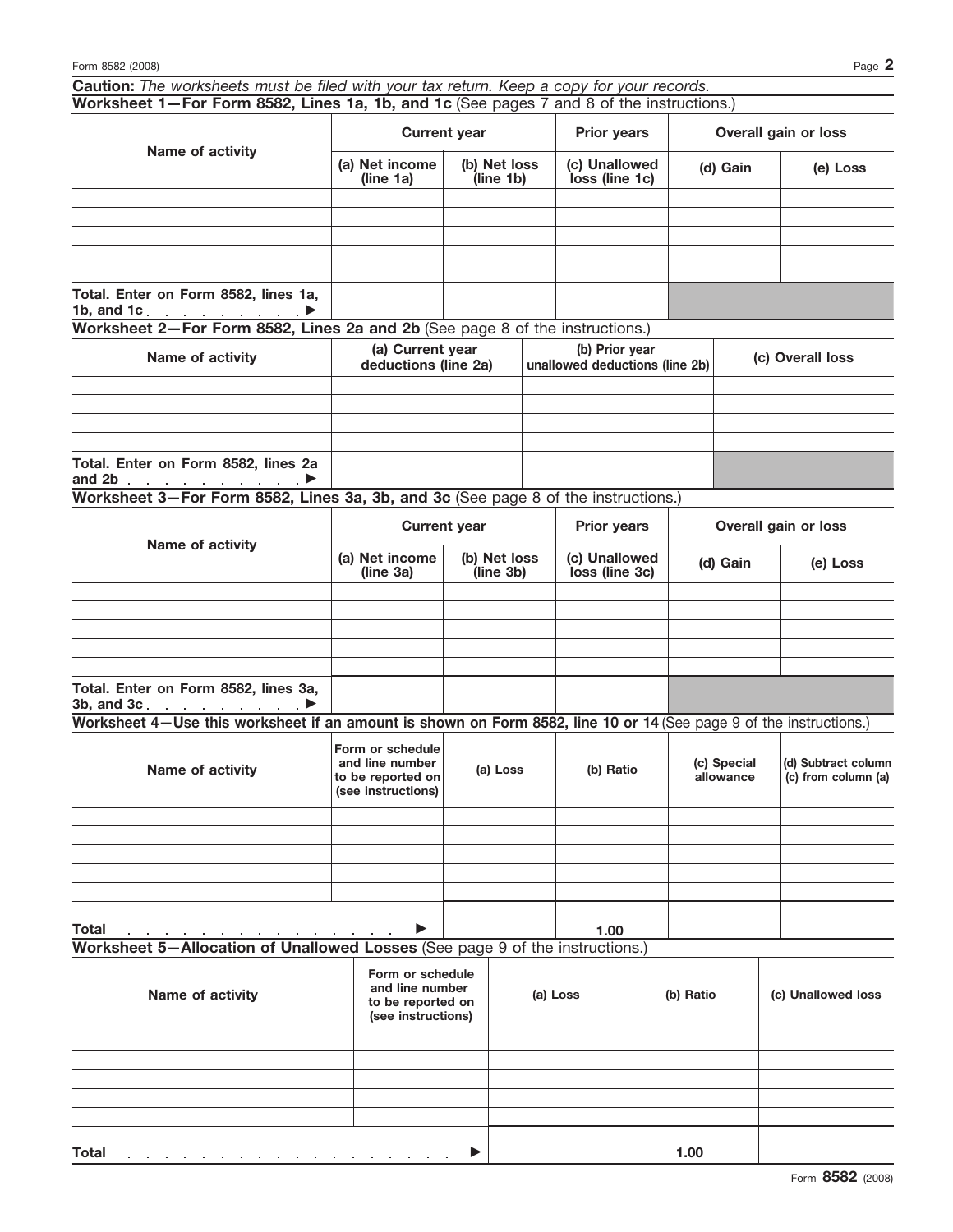**Caution:** *The worksheets must be filed with your tax return. Keep a copy for your records.*

## Worksheet 1—For Form 8582, Lines 1a, 1b, and 1c (See pages 7 and 8 of the instructions.)

| Name of activity | Current year | | Prior years | Overall gain or loss | |
|---|---|---|---|---|---|
| | (a) Net income (line 1a) | (b) Net loss (line 1b) | (c) Unallowed loss (line 1c) | (d) Gain | (e) Loss |
| | | | | | |
| | | | | | |
| | | | | | |
| | | | | | |
| | | | | | |
| **Total. Enter on Form 8582, lines 1a, 1b, and 1c** . . . . . . . . . ▶ | | | | | |

## Worksheet 2—For Form 8582, Lines 2a and 2b (See page 8 of the instructions.)

| Name of activity | (a) Current year deductions (line 2a) | (b) Prior year unallowed deductions (line 2b) | (c) Overall loss |
|---|---|---|---|
| | | | |
| | | | |
| | | | |
| | | | |
| **Total. Enter on Form 8582, lines 2a and 2b** . . . . . . . . . ▶ | | | |

## Worksheet 3—For Form 8582, Lines 3a, 3b, and 3c (See page 8 of the instructions.)

| Name of activity | Current year | | Prior years | Overall gain or loss | |
|---|---|---|---|---|---|
| | (a) Net income (line 3a) | (b) Net loss (line 3b) | (c) Unallowed loss (line 3c) | (d) Gain | (e) Loss |
| | | | | | |
| | | | | | |
| | | | | | |
| | | | | | |
| | | | | | |
| **Total. Enter on Form 8582, lines 3a, 3b, and 3c** . . . . . . . . . ▶ | | | | | |

## Worksheet 4—Use this worksheet if an amount is shown on Form 8582, line 10 or 14 (See page 9 of the instructions.)

| Name of activity | Form or schedule and line number to be reported on (see instructions) | (a) Loss | (b) Ratio | (c) Special allowance | (d) Subtract column (c) from column (a) |
|---|---|---|---|---|---|
| | | | | | |
| | | | | | |
| | | | | | |
| | | | | | |
| | | | | | |
| **Total** . . . . . . . . . . . . . . . . ▶ | | | 1.00 | | |

## Worksheet 5—Allocation of Unallowed Losses (See page 9 of the instructions.)

| Name of activity | Form or schedule and line number to be reported on (see instructions) | (a) Loss | (b) Ratio | (c) Unallowed loss |
|---|---|---|---|---|
| | | | | |
| | | | | |
| | | | | |
| | | | | |
| | | | | |
| **Total** . . . . . . . . . . . . . . . . . . . . ▶ | | | 1.00 | |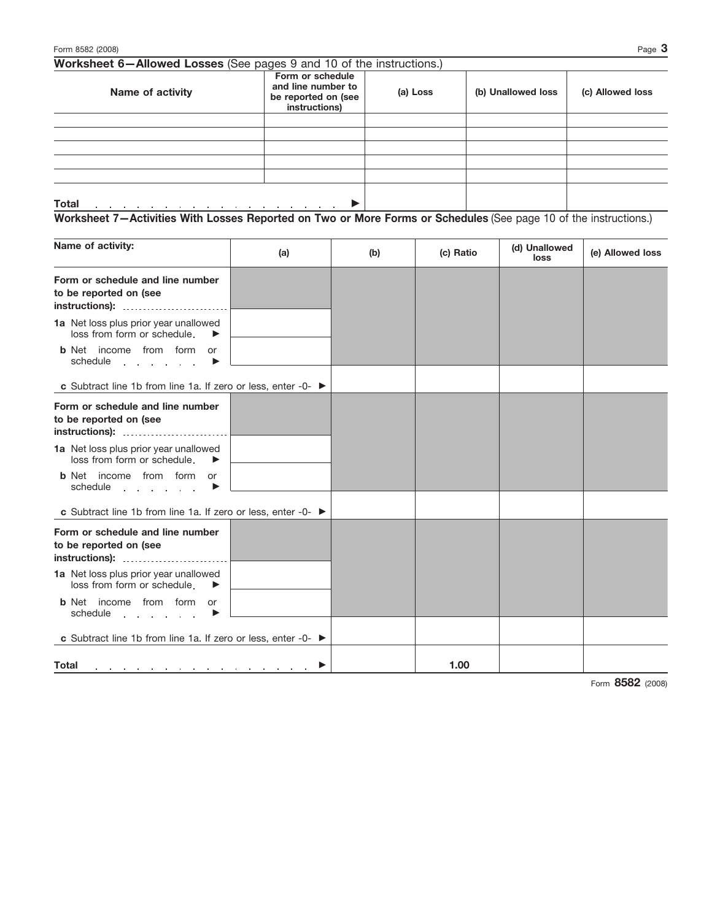## Worksheet 6—Allowed Losses (See pages 9 and 10 of the instructions.)

| Name of activity | Form or schedule and line number to be reported on (see instructions) | (a) Loss | (b) Unallowed loss | (c) Allowed loss |
|---|---|---|---|---|
| | | | | |
| | | | | |
| | | | | |
| | | | | |
| | | | | |
| **Total** ▶ | | | | |

## Worksheet 7—Activities With Losses Reported on Two or More Forms or Schedules (See page 10 of the instructions.)

| Name of activity: | (a) | (b) | (c) Ratio | (d) Unallowed loss | (e) Allowed loss |
|---|---|---|---|---|---|
| **Form or schedule and line number to be reported on (see instructions):** .......................... | | | | | |
| **1a** Net loss plus prior year unallowed loss from form or schedule. ▶ | | | | | |
| **b** Net income from form or schedule ▶ | | | | | |
| **c** Subtract line 1b from line 1a. If zero or less, enter -0- ▶ | | | | | |
| **Form or schedule and line number to be reported on (see instructions):** .......................... | | | | | |
| **1a** Net loss plus prior year unallowed loss from form or schedule. ▶ | | | | | |
| **b** Net income from form or schedule ▶ | | | | | |
| **c** Subtract line 1b from line 1a. If zero or less, enter -0- ▶ | | | | | |
| **Form or schedule and line number to be reported on (see instructions):** .......................... | | | | | |
| **1a** Net loss plus prior year unallowed loss from form or schedule. ▶ | | | | | |
| **b** Net income from form or schedule ▶ | | | | | |
| **c** Subtract line 1b from line 1a. If zero or less, enter -0- ▶ | | | | | |
| **Total** ▶ | | | 1.00 | | |

Form **8582** (2008)